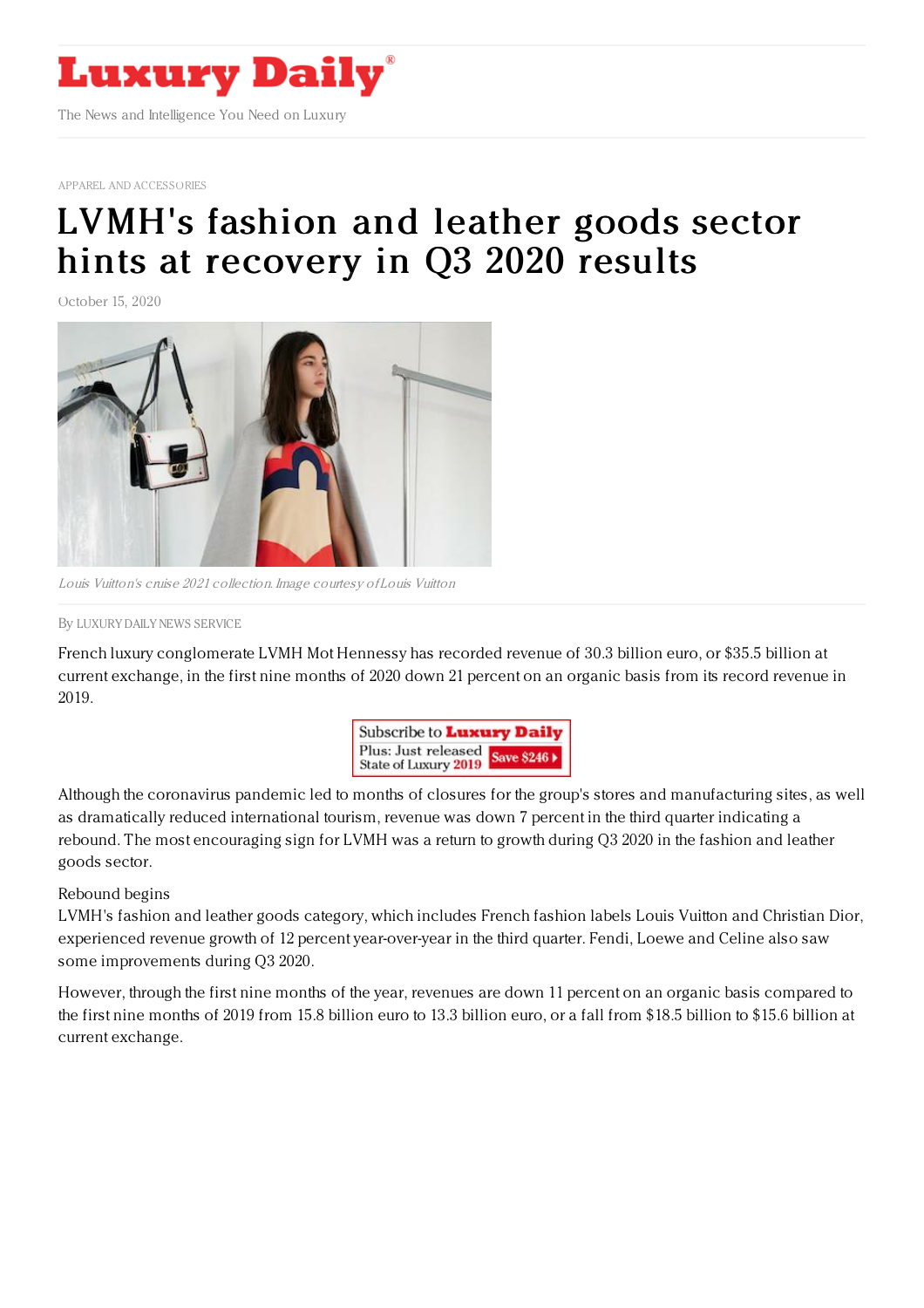APPAREL AND ACCESSORIES

# LVMH's fashion and leather goods sector hints at recovery in Q3 2020 results

October 15, 2020

*Louis Vuitton's cruise 2021 collection. Image courtesy of Louis Vuitton*

By LUXURY DAILY NEWS SERVICE

French luxury conglomerate LVMH Mot Hennessy has recorded revenue of 30.3 billion euro, or $35.5 billion at current exchange, in the first nine months of 2020 down 21 percent on an organic basis from its record revenue in 2019.

Although the coronavirus pandemic led to months of closures for the group's stores and manufacturing sites, as well as dramatically reduced international tourism, revenue was down 7 percent in the third quarter indicating a rebound. The most encouraging sign for LVMH was a return to growth during Q3 2020 in the fashion and leather goods sector.

Rebound begins

LVMH's fashion and leather goods category, which includes French fashion labels Louis Vuitton and Christian Dior, experienced revenue growth of 12 percent year-over-year in the third quarter. Fendi, Loewe and Celine also saw some improvements during Q3 2020.

However, through the first nine months of the year, revenues are down 11 percent on an organic basis compared to the first nine months of 2019 from 15.8 billion euro to 13.3 billion euro, or a fall from $18.5 billion to $15.6 billion at current exchange.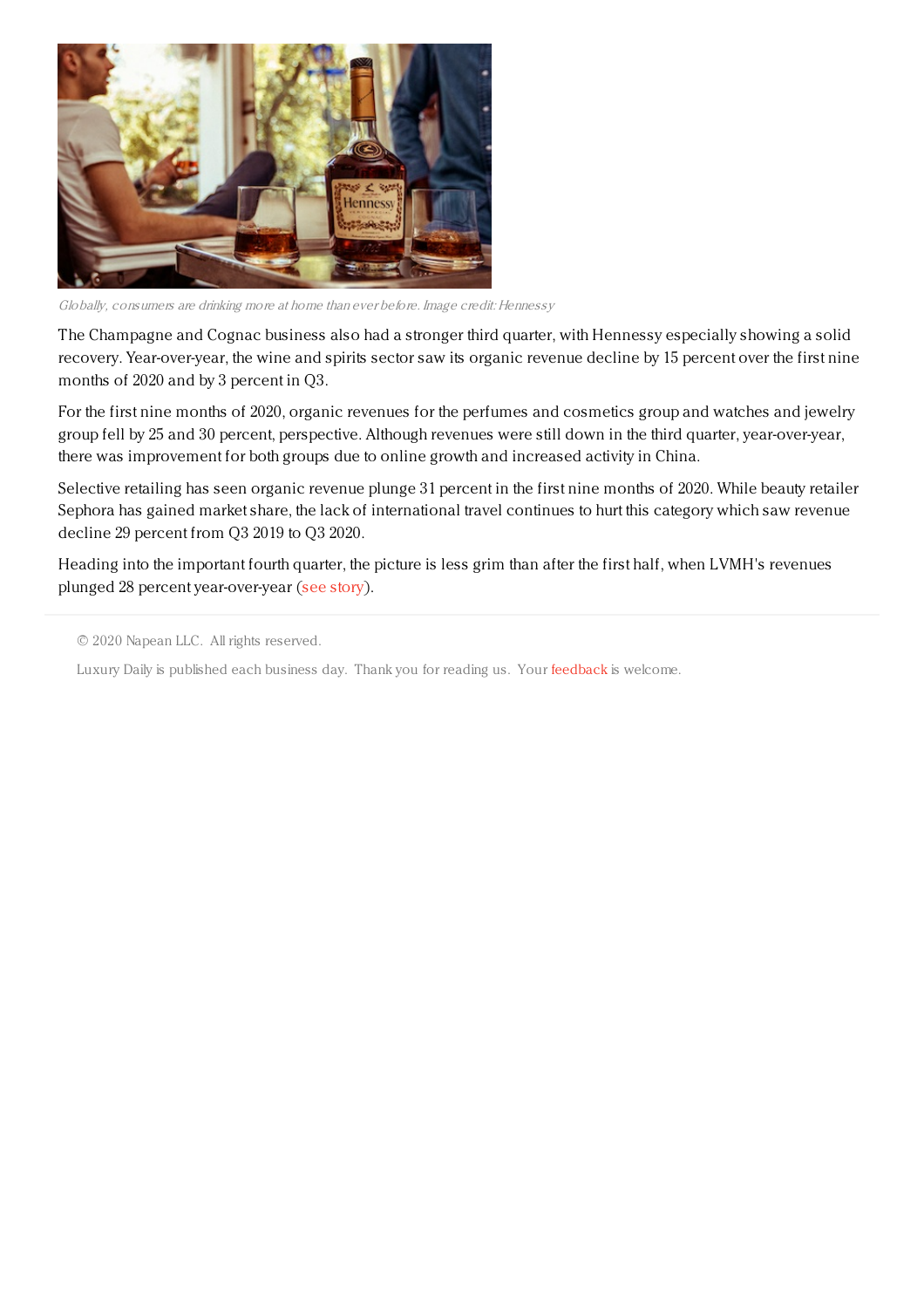*Globally, consumers are drinking more at home than ever before. Image credit: Hennessy*

The Champagne and Cognac business also had a stronger third quarter, with Hennessy especially showing a solid recovery. Year-over-year, the wine and spirits sector saw its organic revenue decline by 15 percent over the first nine months of 2020 and by 3 percent in Q3.

For the first nine months of 2020, organic revenues for the perfumes and cosmetics group and watches and jewelry group fell by 25 and 30 percent, perspective. Although revenues were still down in the third quarter, year-over-year, there was improvement for both groups due to online growth and increased activity in China.

Selective retailing has seen organic revenue plunge 31 percent in the first nine months of 2020. While beauty retailer Sephora has gained market share, the lack of international travel continues to hurt this category which saw revenue decline 29 percent from Q3 2019 to Q3 2020.

Heading into the important fourth quarter, the picture is less grim than after the first half, when LVMH's revenues plunged 28 percent year-over-year (see story).

© 2020 Napean LLC. All rights reserved.

Luxury Daily is published each business day. Thank you for reading us. Your feedback is welcome.